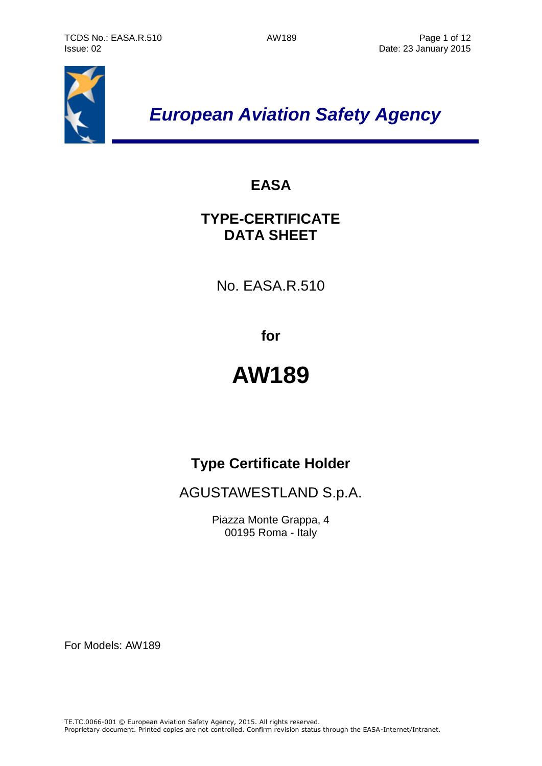*European Aviation Safety Agency*

# EASA

## TYPE-CERTIFICATE DATA SHEET

No. EASA.R.510

**for**

# AW189

## Type Certificate Holder

AGUSTAWESTLAND S.p.A.

Piazza Monte Grappa, 4
00195 Roma - Italy

For Models: AW189

TE.TC.0066-001 © European Aviation Safety Agency, 2015. All rights reserved.
Proprietary document. Printed copies are not controlled. Confirm revision status through the EASA-Internet/Intranet.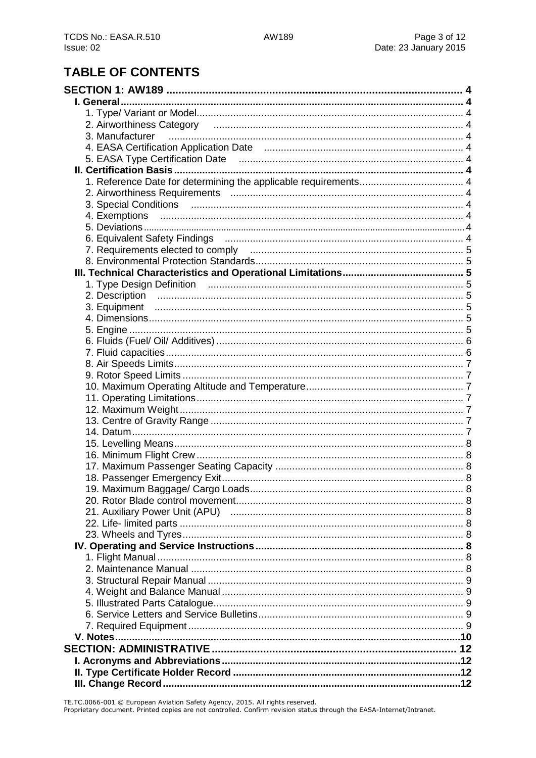# TABLE OF CONTENTS

**SECTION 1: AW189** ..... 4

**I. General** ..... 4

1. Type/ Variant or Model ..... 4
2. Airworthiness Category ..... 4
3. Manufacturer ..... 4
4. EASA Certification Application Date ..... 4
5. EASA Type Certification Date ..... 4

**II. Certification Basis** ..... 4

1. Reference Date for determining the applicable requirements ..... 4
2. Airworthiness Requirements ..... 4
3. Special Conditions ..... 4
4. Exemptions ..... 4
5. Deviations ..... 4
6. Equivalent Safety Findings ..... 4
7. Requirements elected to comply ..... 5
8. Environmental Protection Standards ..... 5

**III. Technical Characteristics and Operational Limitations** ..... 5

1. Type Design Definition ..... 5
2. Description ..... 5
3. Equipment ..... 5
4. Dimensions ..... 5
5. Engine ..... 5
6. Fluids (Fuel/ Oil/ Additives) ..... 6
7. Fluid capacities ..... 6
8. Air Speeds Limits ..... 7
9. Rotor Speed Limits ..... 7
10. Maximum Operating Altitude and Temperature ..... 7
11. Operating Limitations ..... 7
12. Maximum Weight ..... 7
13. Centre of Gravity Range ..... 7
14. Datum ..... 7
15. Levelling Means ..... 8
16. Minimum Flight Crew ..... 8
17. Maximum Passenger Seating Capacity ..... 8
18. Passenger Emergency Exit ..... 8
19. Maximum Baggage/ Cargo Loads ..... 8
20. Rotor Blade control movement ..... 8
21. Auxiliary Power Unit (APU) ..... 8
22. Life- limited parts ..... 8
23. Wheels and Tyres ..... 8

**IV. Operating and Service Instructions** ..... 8

1. Flight Manual ..... 8
2. Maintenance Manual ..... 8
3. Structural Repair Manual ..... 9
4. Weight and Balance Manual ..... 9
5. Illustrated Parts Catalogue ..... 9
6. Service Letters and Service Bulletins ..... 9
7. Required Equipment ..... 9

**V. Notes** ..... 10

**SECTION: ADMINISTRATIVE** ..... 12

**I. Acronyms and Abbreviations** ..... 12

**II. Type Certificate Holder Record** ..... 12

**III. Change Record** ..... 12

TE.TC.0066-001 © European Aviation Safety Agency, 2015. All rights reserved.
Proprietary document. Printed copies are not controlled. Confirm revision status through the EASA-Internet/Intranet.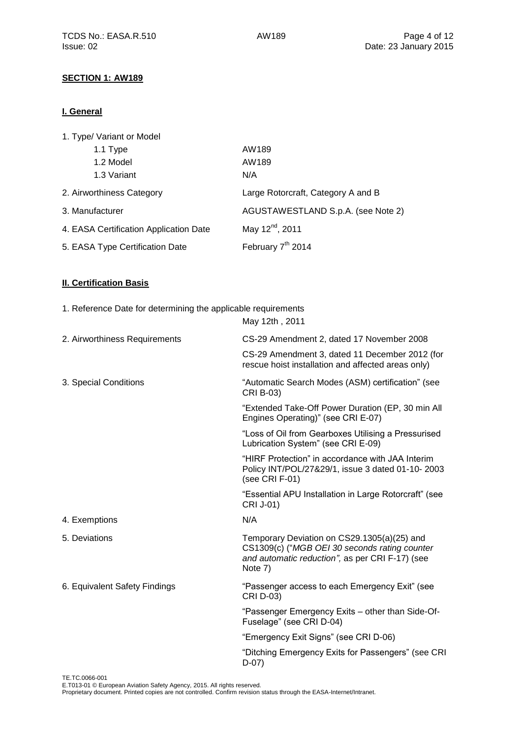**SECTION 1: AW189**

**I. General**

1. Type/ Variant or Model

| | |
|---|---|
| 1.1 Type | AW189 |
| 1.2 Model | AW189 |
| 1.3 Variant | N/A |

| | |
|---|---|
| 2. Airworthiness Category | Large Rotorcraft, Category A and B |
| 3. Manufacturer | AGUSTAWESTLAND S.p.A. (see Note 2) |
| 4. EASA Certification Application Date | May 12nd, 2011 |
| 5. EASA Type Certification Date | February 7th 2014 |

**II. Certification Basis**

1. Reference Date for determining the applicable requirements

May 12th , 2011

| | |
|---|---|
| 2. Airworthiness Requirements | CS-29 Amendment 2, dated 17 November 2008 |
| | CS-29 Amendment 3, dated 11 December 2012 (for rescue hoist installation and affected areas only) |
| 3. Special Conditions | "Automatic Search Modes (ASM) certification" (see CRI B-03) |
| | "Extended Take-Off Power Duration (EP, 30 min All Engines Operating)" (see CRI E-07) |
| | "Loss of Oil from Gearboxes Utilising a Pressurised Lubrication System" (see CRI E-09) |
| | "HIRF Protection" in accordance with JAA Interim Policy INT/POL/27&29/1, issue 3 dated 01-10- 2003 (see CRI F-01) |
| | "Essential APU Installation in Large Rotorcraft" (see CRI J-01) |
| 4. Exemptions | N/A |
| 5. Deviations | Temporary Deviation on CS29.1305(a)(25) and CS1309(c) ("*MGB OEI 30 seconds rating counter and automatic reduction",* as per CRI F-17) (see Note 7) |
| 6. Equivalent Safety Findings | "Passenger access to each Emergency Exit" (see CRI D-03) |
| | "Passenger Emergency Exits – other than Side-Of-Fuselage" (see CRI D-04) |
| | "Emergency Exit Signs" (see CRI D-06) |
| | "Ditching Emergency Exits for Passengers" (see CRI D-07) |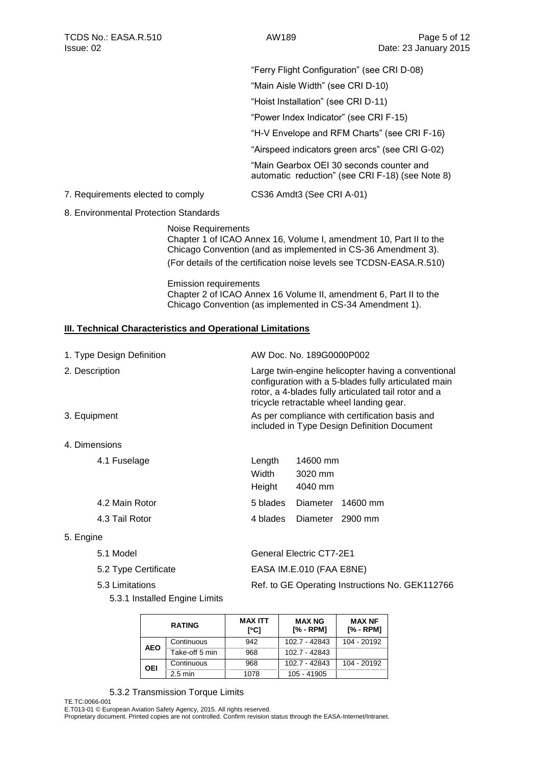"Ferry Flight Configuration" (see CRI D-08)

"Main Aisle Width" (see CRI D-10)

"Hoist Installation" (see CRI D-11)

"Power Index Indicator" (see CRI F-15)

"H-V Envelope and RFM Charts" (see CRI F-16)

"Airspeed indicators green arcs" (see CRI G-02)

"Main Gearbox OEI 30 seconds counter and automatic reduction" (see CRI F-18) (see Note 8)

7. Requirements elected to comply — CS36 Amdt3 (See CRI A-01)

8. Environmental Protection Standards

Noise Requirements
Chapter 1 of ICAO Annex 16, Volume I, amendment 10, Part II to the Chicago Convention (and as implemented in CS-36 Amendment 3).
(For details of the certification noise levels see TCDSN-EASA.R.510)

Emission requirements
Chapter 2 of ICAO Annex 16 Volume II, amendment 6, Part II to the Chicago Convention (as implemented in CS-34 Amendment 1).

## III. Technical Characteristics and Operational Limitations

1. Type Design Definition — AW Doc. No. 189G0000P002

2. Description — Large twin-engine helicopter having a conventional configuration with a 5-blades fully articulated main rotor, a 4-blades fully articulated tail rotor and a tricycle retractable wheel landing gear.

3. Equipment — As per compliance with certification basis and included in Type Design Definition Document

4. Dimensions

4.1 Fuselage
- Length 14600 mm
- Width 3020 mm
- Height 4040 mm

4.2 Main Rotor — 5 blades Diameter 14600 mm

4.3 Tail Rotor — 4 blades Diameter 2900 mm

5. Engine

5.1 Model — General Electric CT7-2E1

5.2 Type Certificate — EASA IM.E.010 (FAA E8NE)

5.3 Limitations — Ref. to GE Operating Instructions No. GEK112766

5.3.1 Installed Engine Limits

| RATING | | MAX ITT [°C] | MAX NG [% - RPM] | MAX NF [% - RPM] |
|---|---|---|---|---|
| AEO | Continuous | 942 | 102.7 - 42843 | 104 - 20192 |
| | Take-off 5 min | 968 | 102.7 - 42843 | |
| OEI | Continuous | 968 | 102.7 - 42843 | 104 - 20192 |
| | 2.5 min | 1078 | 105 - 41905 | |

5.3.2 Transmission Torque Limits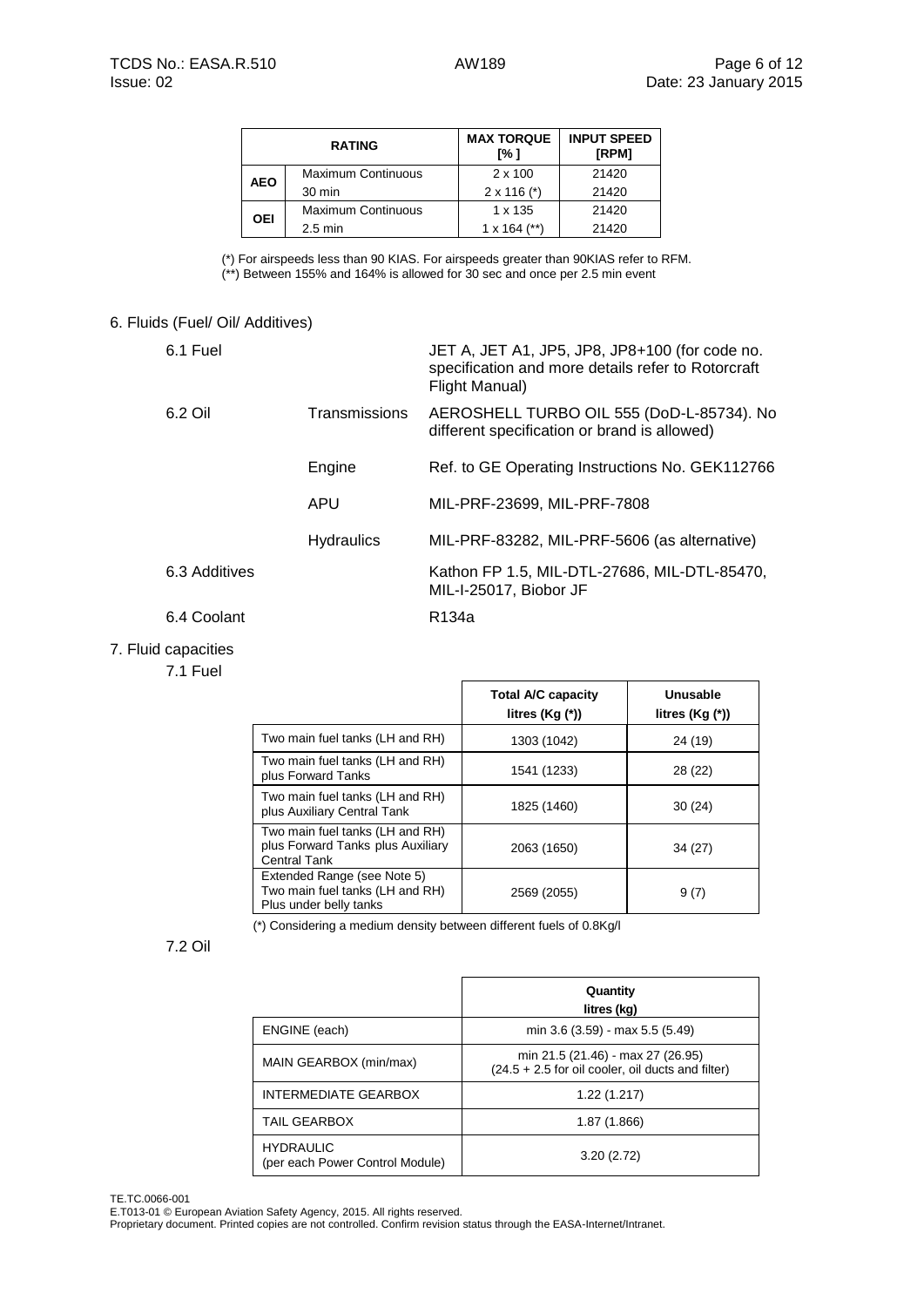| RATING | | MAX TORQUE [%] | INPUT SPEED [RPM] |
|---|---|---|---|
| AEO | Maximum Continuous | 2 x 100 | 21420 |
| | 30 min | 2 x 116 (*) | 21420 |
| OEI | Maximum Continuous | 1 x 135 | 21420 |
| | 2.5 min | 1 x 164 (**) | 21420 |

(*) For airspeeds less than 90 KIAS. For airspeeds greater than 90KIAS refer to RFM.
(**) Between 155% and 164% is allowed for 30 sec and once per 2.5 min event

6. Fluids (Fuel/ Oil/ Additives)

| | | |
|---|---|---|
| 6.1 Fuel | | JET A, JET A1, JP5, JP8, JP8+100 (for code no. specification and more details refer to Rotorcraft Flight Manual) |
| 6.2 Oil | Transmissions | AEROSHELL TURBO OIL 555 (DoD-L-85734). No different specification or brand is allowed) |
| | Engine | Ref. to GE Operating Instructions No. GEK112766 |
| | APU | MIL-PRF-23699, MIL-PRF-7808 |
| | Hydraulics | MIL-PRF-83282, MIL-PRF-5606 (as alternative) |
| 6.3 Additives | | Kathon FP 1.5, MIL-DTL-27686, MIL-DTL-85470, MIL-I-25017, Biobor JF |
| 6.4 Coolant | | R134a |

7. Fluid capacities

7.1 Fuel

| | Total A/C capacity litres (Kg (*)) | Unusable litres (Kg (*)) |
|---|---|---|
| Two main fuel tanks (LH and RH) | 1303 (1042) | 24 (19) |
| Two main fuel tanks (LH and RH) plus Forward Tanks | 1541 (1233) | 28 (22) |
| Two main fuel tanks (LH and RH) plus Auxiliary Central Tank | 1825 (1460) | 30 (24) |
| Two main fuel tanks (LH and RH) plus Forward Tanks plus Auxiliary Central Tank | 2063 (1650) | 34 (27) |
| Extended Range (see Note 5) Two main fuel tanks (LH and RH) Plus under belly tanks | 2569 (2055) | 9 (7) |

(*) Considering a medium density between different fuels of 0.8Kg/l

7.2 Oil

| | Quantity litres (kg) |
|---|---|
| ENGINE (each) | min 3.6 (3.59) - max 5.5 (5.49) |
| MAIN GEARBOX (min/max) | min 21.5 (21.46) - max 27 (26.95) (24.5 + 2.5 for oil cooler, oil ducts and filter) |
| INTERMEDIATE GEARBOX | 1.22 (1.217) |
| TAIL GEARBOX | 1.87 (1.866) |
| HYDRAULIC (per each Power Control Module) | 3.20 (2.72) |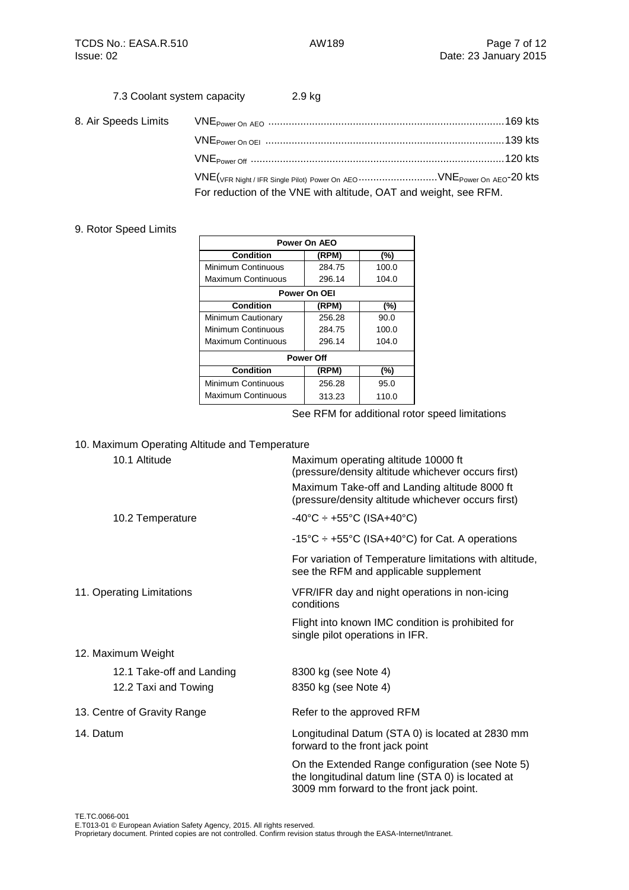7.3 Coolant system capacity 2.9 kg

## 8. Air Speeds Limits

$VNE_{Power\ On\ AEO}$ ................................................................................ 169 kts

$VNE_{Power\ On\ OEI}$ ................................................................................ 139 kts

$VNE_{Power\ Off}$ ...................................................................................... 120 kts

$VNE_{(VFR\ Night\ /\ IFR\ Single\ Pilot)\ Power\ On\ AEO}$ ........................... $VNE_{Power\ On\ AEO}$-20 kts

For reduction of the VNE with altitude, OAT and weight, see RFM.

## 9. Rotor Speed Limits

| Power On AEO | | |
|---|---|---|
| **Condition** | **(RPM)** | **(%)** |
| Minimum Continuous | 284.75 | 100.0 |
| Maximum Continuous | 296.14 | 104.0 |
| **Power On OEI** | | |
| **Condition** | **(RPM)** | **(%)** |
| Minimum Cautionary | 256.28 | 90.0 |
| Minimum Continuous | 284.75 | 100.0 |
| Maximum Continuous | 296.14 | 104.0 |
| **Power Off** | | |
| **Condition** | **(RPM)** | **(%)** |
| Minimum Continuous | 256.28 | 95.0 |
| Maximum Continuous | 313.23 | 110.0 |

See RFM for additional rotor speed limitations

## 10. Maximum Operating Altitude and Temperature

10.1 Altitude

Maximum operating altitude 10000 ft (pressure/density altitude whichever occurs first)

Maximum Take-off and Landing altitude 8000 ft (pressure/density altitude whichever occurs first)

10.2 Temperature

-40°C ÷ +55°C (ISA+40°C)

-15°C ÷ +55°C (ISA+40°C) for Cat. A operations

For variation of Temperature limitations with altitude, see the RFM and applicable supplement

## 11. Operating Limitations

VFR/IFR day and night operations in non-icing conditions

Flight into known IMC condition is prohibited for single pilot operations in IFR.

## 12. Maximum Weight

12.1 Take-off and Landing 8300 kg (see Note 4)

12.2 Taxi and Towing 8350 kg (see Note 4)

## 13. Centre of Gravity Range

Refer to the approved RFM

## 14. Datum

Longitudinal Datum (STA 0) is located at 2830 mm forward to the front jack point

On the Extended Range configuration (see Note 5) the longitudinal datum line (STA 0) is located at 3009 mm forward to the front jack point.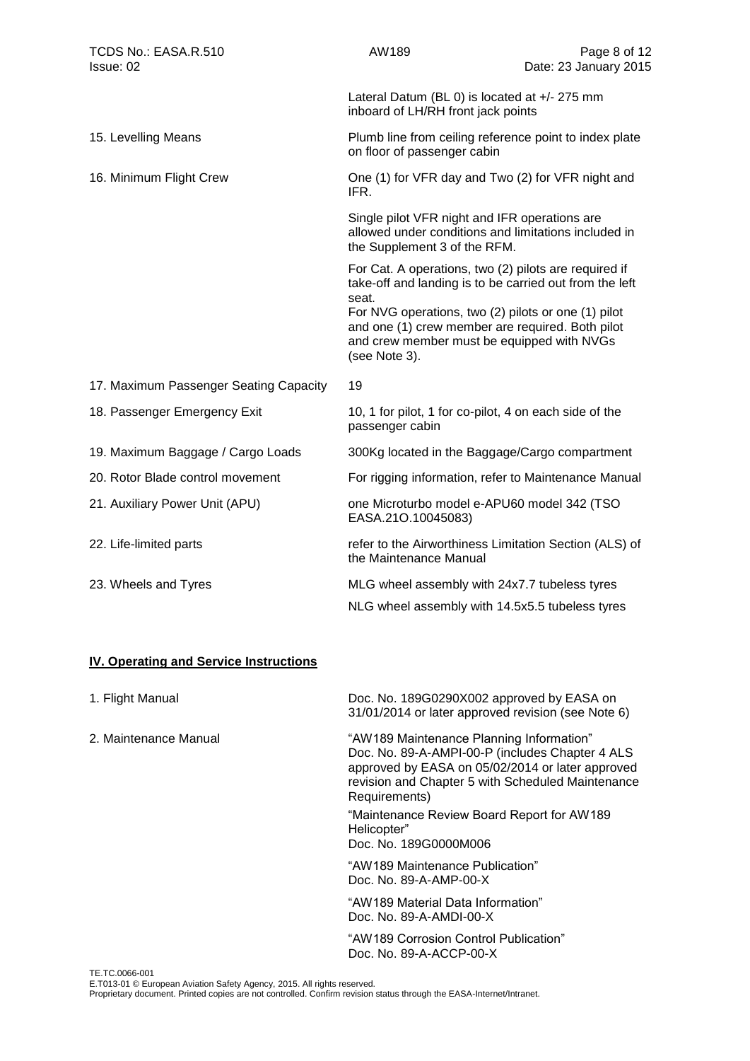| | |
|---|---|
| | Lateral Datum (BL 0) is located at +/- 275 mm inboard of LH/RH front jack points |
| 15. Levelling Means | Plumb line from ceiling reference point to index plate on floor of passenger cabin |
| 16. Minimum Flight Crew | One (1) for VFR day and Two (2) for VFR night and IFR.<br><br>Single pilot VFR night and IFR operations are allowed under conditions and limitations included in the Supplement 3 of the RFM.<br><br>For Cat. A operations, two (2) pilots are required if take-off and landing is to be carried out from the left seat.<br>For NVG operations, two (2) pilots or one (1) pilot and one (1) crew member are required. Both pilot and crew member must be equipped with NVGs (see Note 3). |
| 17. Maximum Passenger Seating Capacity | 19 |
| 18. Passenger Emergency Exit | 10, 1 for pilot, 1 for co-pilot, 4 on each side of the passenger cabin |
| 19. Maximum Baggage / Cargo Loads | 300Kg located in the Baggage/Cargo compartment |
| 20. Rotor Blade control movement | For rigging information, refer to Maintenance Manual |
| 21. Auxiliary Power Unit (APU) | one Microturbo model e-APU60 model 342 (TSO EASA.21O.10045083) |
| 22. Life-limited parts | refer to the Airworthiness Limitation Section (ALS) of the Maintenance Manual |
| 23. Wheels and Tyres | MLG wheel assembly with 24x7.7 tubeless tyres<br><br>NLG wheel assembly with 14.5x5.5 tubeless tyres |

## IV. Operating and Service Instructions

| | |
|---|---|
| 1. Flight Manual | Doc. No. 189G0290X002 approved by EASA on 31/01/2014 or later approved revision (see Note 6) |
| 2. Maintenance Manual | "AW189 Maintenance Planning Information" Doc. No. 89-A-AMPI-00-P (includes Chapter 4 ALS approved by EASA on 05/02/2014 or later approved revision and Chapter 5 with Scheduled Maintenance Requirements)<br><br>"Maintenance Review Board Report for AW189 Helicopter" Doc. No. 189G0000M006<br><br>"AW189 Maintenance Publication" Doc. No. 89-A-AMP-00-X<br><br>"AW189 Material Data Information" Doc. No. 89-A-AMDI-00-X<br><br>"AW189 Corrosion Control Publication" Doc. No. 89-A-ACCP-00-X |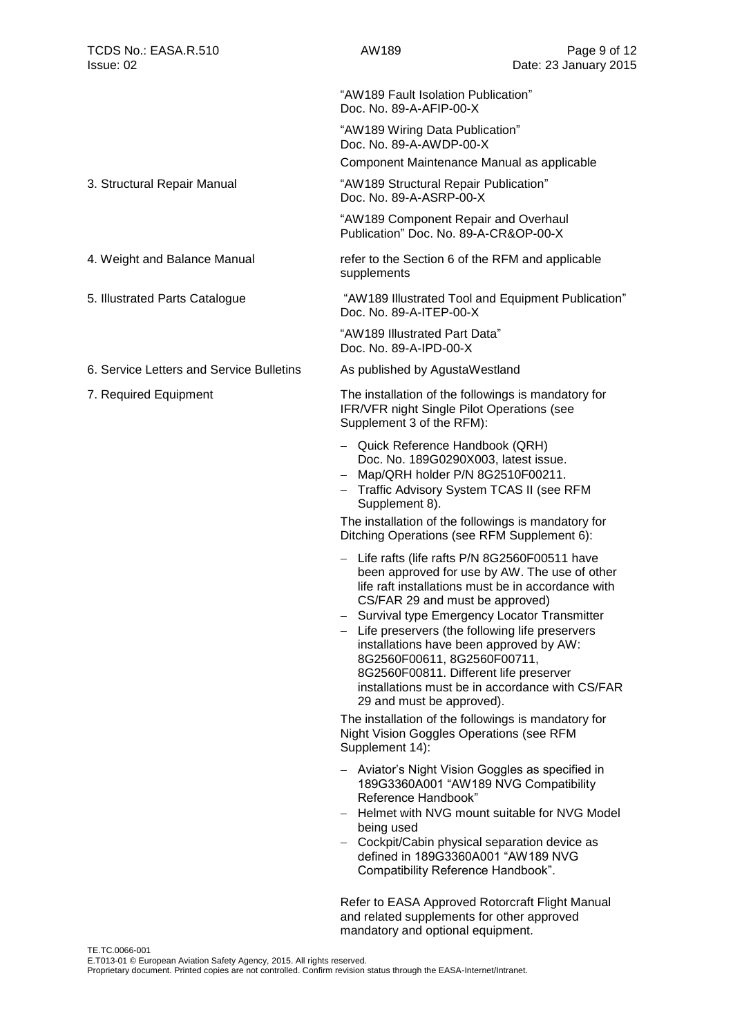| | |
|---|---|
| | "AW189 Fault Isolation Publication" Doc. No. 89-A-AFIP-00-X |
| | "AW189 Wiring Data Publication" Doc. No. 89-A-AWDP-00-X |
| | Component Maintenance Manual as applicable |
| 3. Structural Repair Manual | "AW189 Structural Repair Publication" Doc. No. 89-A-ASRP-00-X |
| | "AW189 Component Repair and Overhaul Publication" Doc. No. 89-A-CR&OP-00-X |
| 4. Weight and Balance Manual | refer to the Section 6 of the RFM and applicable supplements |
| 5. Illustrated Parts Catalogue | "AW189 Illustrated Tool and Equipment Publication" Doc. No. 89-A-ITEP-00-X |
| | "AW189 Illustrated Part Data" Doc. No. 89-A-IPD-00-X |
| 6. Service Letters and Service Bulletins | As published by AgustaWestland |

7. Required Equipment

The installation of the followings is mandatory for IFR/VFR night Single Pilot Operations (see Supplement 3 of the RFM):

- Quick Reference Handbook (QRH) Doc. No. 189G0290X003, latest issue.
- Map/QRH holder P/N 8G2510F00211.
- Traffic Advisory System TCAS II (see RFM Supplement 8).

The installation of the followings is mandatory for Ditching Operations (see RFM Supplement 6):

- Life rafts (life rafts P/N 8G2560F00511 have been approved for use by AW. The use of other life raft installations must be in accordance with CS/FAR 29 and must be approved)
- Survival type Emergency Locator Transmitter
- Life preservers (the following life preservers installations have been approved by AW: 8G2560F00611, 8G2560F00711, 8G2560F00811. Different life preserver installations must be in accordance with CS/FAR 29 and must be approved).

The installation of the followings is mandatory for Night Vision Goggles Operations (see RFM Supplement 14):

- Aviator's Night Vision Goggles as specified in 189G3360A001 "AW189 NVG Compatibility Reference Handbook"
- Helmet with NVG mount suitable for NVG Model being used
- Cockpit/Cabin physical separation device as defined in 189G3360A001 "AW189 NVG Compatibility Reference Handbook".

Refer to EASA Approved Rotorcraft Flight Manual and related supplements for other approved mandatory and optional equipment.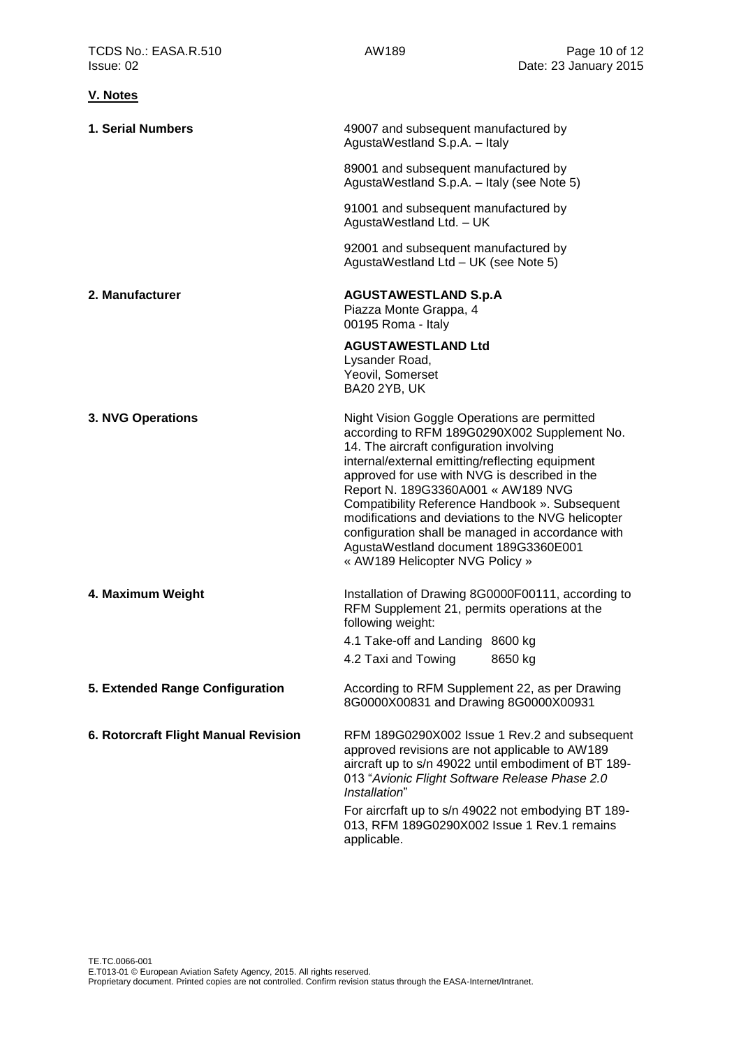## V. Notes

**1. Serial Numbers**

49007 and subsequent manufactured by AgustaWestland S.p.A. – Italy

89001 and subsequent manufactured by AgustaWestland S.p.A. – Italy (see Note 5)

91001 and subsequent manufactured by AgustaWestland Ltd. – UK

92001 and subsequent manufactured by AgustaWestland Ltd – UK (see Note 5)

**2. Manufacturer**

**AGUSTAWESTLAND S.p.A**
Piazza Monte Grappa, 4
00195 Roma - Italy

**AGUSTAWESTLAND Ltd**
Lysander Road,
Yeovil, Somerset
BA20 2YB, UK

**3. NVG Operations**

Night Vision Goggle Operations are permitted according to RFM 189G0290X002 Supplement No. 14. The aircraft configuration involving internal/external emitting/reflecting equipment approved for use with NVG is described in the Report N. 189G3360A001 « AW189 NVG Compatibility Reference Handbook ». Subsequent modifications and deviations to the NVG helicopter configuration shall be managed in accordance with AgustaWestland document 189G3360E001 « AW189 Helicopter NVG Policy »

**4. Maximum Weight**

Installation of Drawing 8G0000F00111, according to RFM Supplement 21, permits operations at the following weight:

4.1 Take-off and Landing 8600 kg

4.2 Taxi and Towing 8650 kg

**5. Extended Range Configuration**

According to RFM Supplement 22, as per Drawing 8G0000X00831 and Drawing 8G0000X00931

**6. Rotorcraft Flight Manual Revision**

RFM 189G0290X002 Issue 1 Rev.2 and subsequent approved revisions are not applicable to AW189 aircraft up to s/n 49022 until embodiment of BT 189-013 "*Avionic Flight Software Release Phase 2.0 Installation*"

For aircrfaft up to s/n 49022 not embodying BT 189-013, RFM 189G0290X002 Issue 1 Rev.1 remains applicable.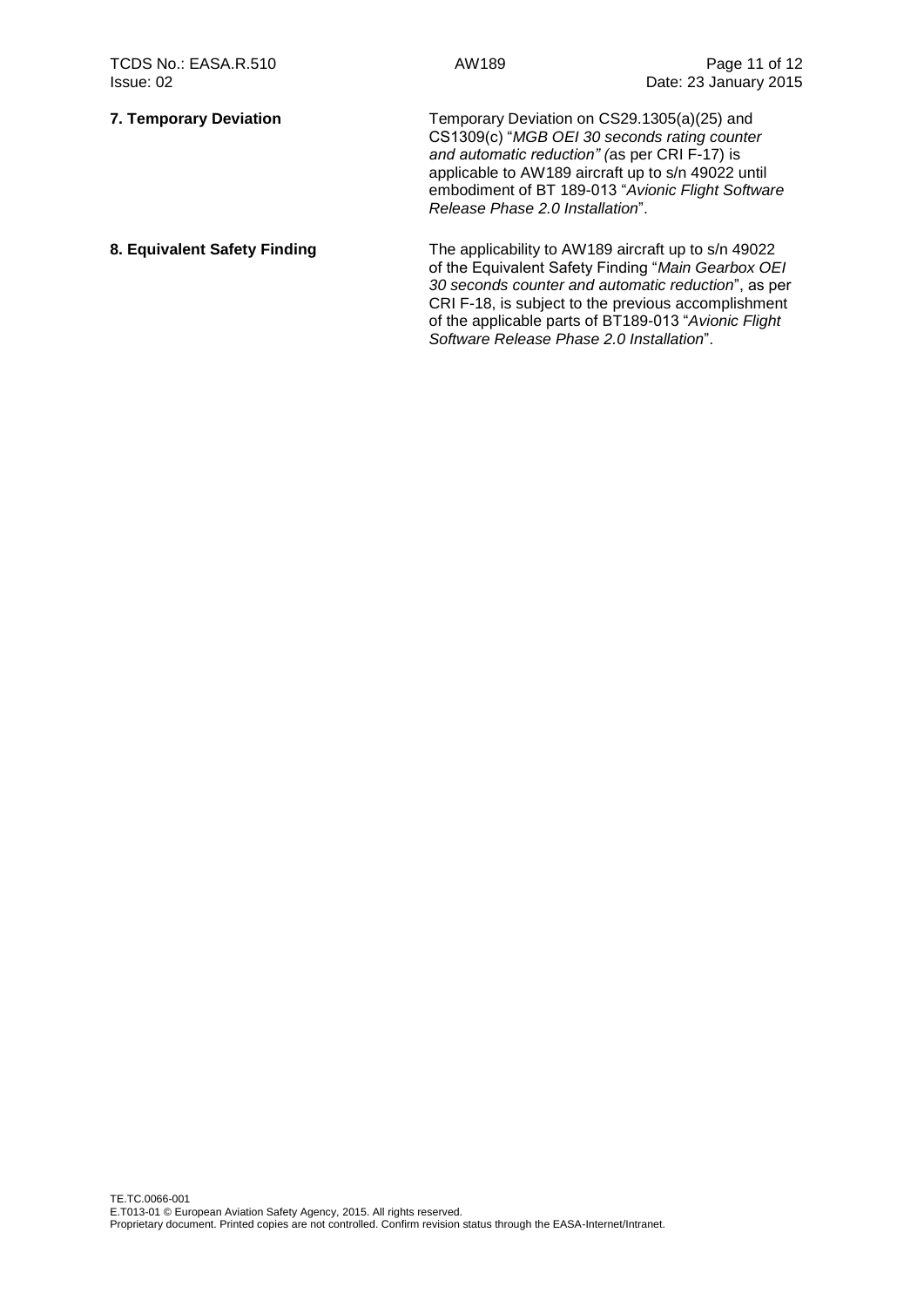**7. Temporary Deviation**

Temporary Deviation on CS29.1305(a)(25) and CS1309(c) "*MGB OEI 30 seconds rating counter and automatic reduction" (*as per CRI F-17) is applicable to AW189 aircraft up to s/n 49022 until embodiment of BT 189-013 "*Avionic Flight Software Release Phase 2.0 Installation*".

**8. Equivalent Safety Finding**

The applicability to AW189 aircraft up to s/n 49022 of the Equivalent Safety Finding "*Main Gearbox OEI 30 seconds counter and automatic reduction*", as per CRI F-18, is subject to the previous accomplishment of the applicable parts of BT189-013 "*Avionic Flight Software Release Phase 2.0 Installation*".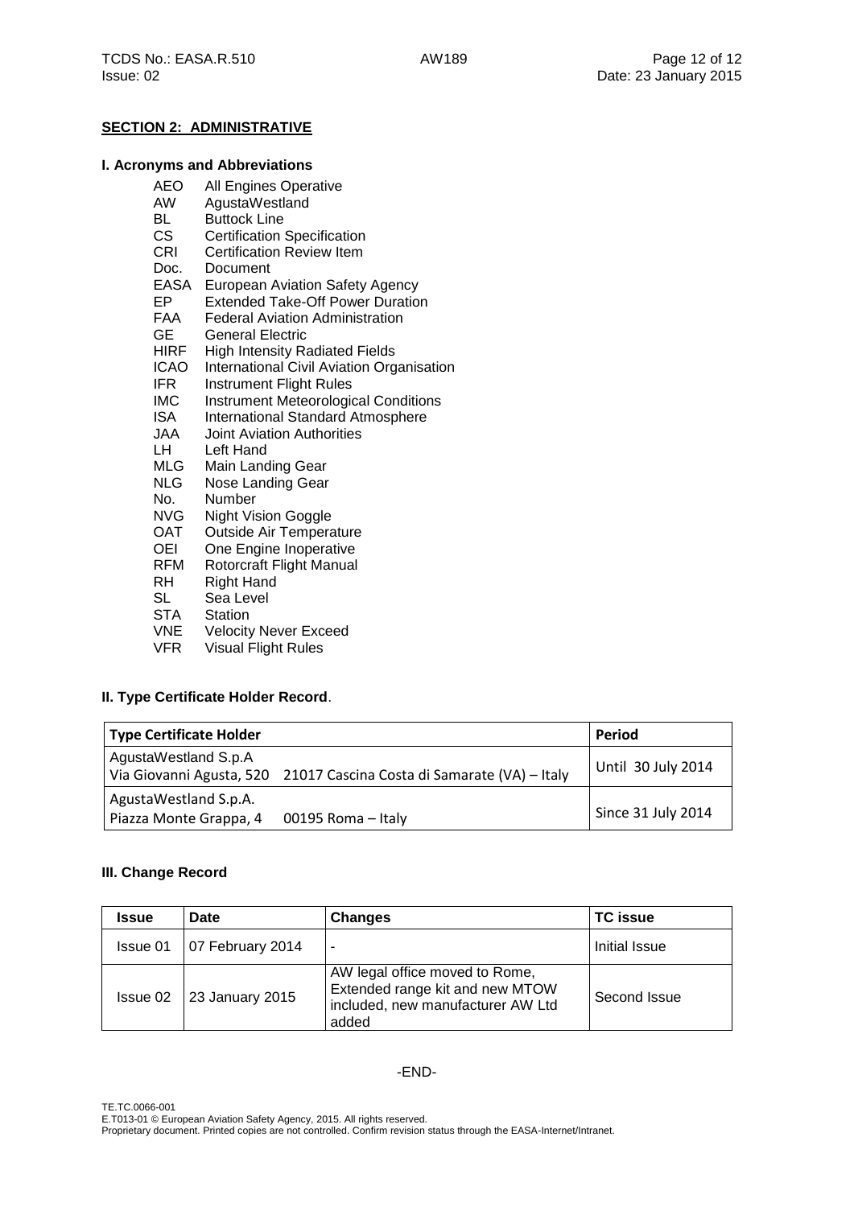**SECTION 2: ADMINISTRATIVE**

**I. Acronyms and Abbreviations**

| | |
|---|---|
| AEO | All Engines Operative |
| AW | AgustaWestland |
| BL | Buttock Line |
| CS | Certification Specification |
| CRI | Certification Review Item |
| Doc. | Document |
| EASA | European Aviation Safety Agency |
| EP | Extended Take-Off Power Duration |
| FAA | Federal Aviation Administration |
| GE | General Electric |
| HIRF | High Intensity Radiated Fields |
| ICAO | International Civil Aviation Organisation |
| IFR | Instrument Flight Rules |
| IMC | Instrument Meteorological Conditions |
| ISA | International Standard Atmosphere |
| JAA | Joint Aviation Authorities |
| LH | Left Hand |
| MLG | Main Landing Gear |
| NLG | Nose Landing Gear |
| No. | Number |
| NVG | Night Vision Goggle |
| OAT | Outside Air Temperature |
| OEI | One Engine Inoperative |
| RFM | Rotorcraft Flight Manual |
| RH | Right Hand |
| SL | Sea Level |
| STA | Station |
| VNE | Velocity Never Exceed |
| VFR | Visual Flight Rules |

**II. Type Certificate Holder Record**.

| Type Certificate Holder | Period |
|---|---|
| AgustaWestland S.p.A<br>Via Giovanni Agusta, 520 21017 Cascina Costa di Samarate (VA) – Italy | Until 30 July 2014 |
| AgustaWestland S.p.A.<br>Piazza Monte Grappa, 4 00195 Roma – Italy | Since 31 July 2014 |

**III. Change Record**

| Issue | Date | Changes | TC issue |
|---|---|---|---|
| Issue 01 | 07 February 2014 | - | Initial Issue |
| Issue 02 | 23 January 2015 | AW legal office moved to Rome, Extended range kit and new MTOW included, new manufacturer AW Ltd added | Second Issue |

-END-

TE.TC.0066-001
E.T013-01 © European Aviation Safety Agency, 2015. All rights reserved.
Proprietary document. Printed copies are not controlled. Confirm revision status through the EASA-Internet/Intranet.